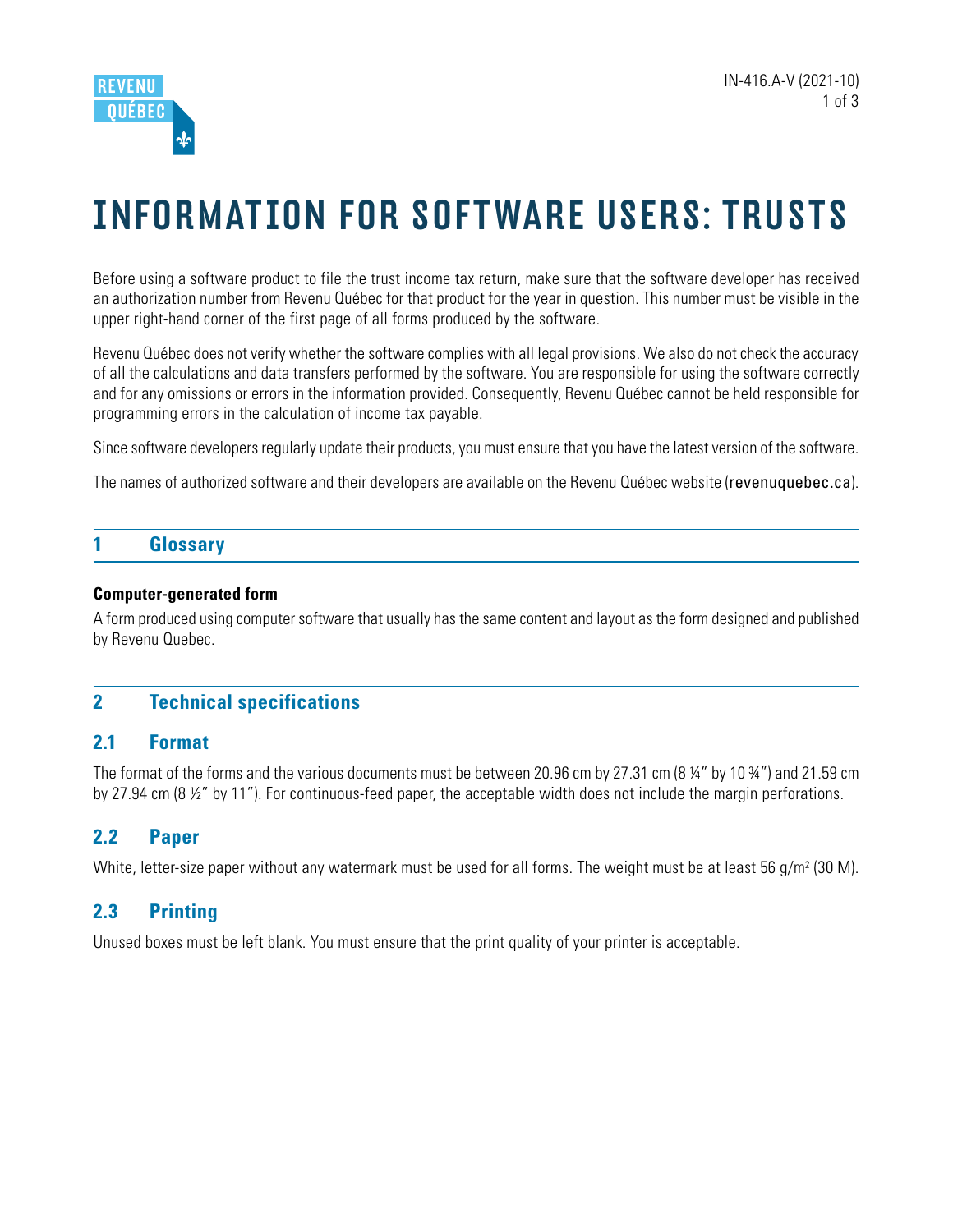IN-416.A-V (2021-10)

# INFORMATION FOR SOFTWARE USERS: TRUSTS

Before using a software product to file the trust income tax return, make sure that the software developer has received an authorization number from Revenu Québec for that product for the year in question. This number must be visible in the upper right-hand corner of the first page of all forms produced by the software.

Revenu Québec does not verify whether the software complies with all legal provisions. We also do not check the accuracy of all the calculations and data transfers performed by the software. You are responsible for using the software correctly and for any omissions or errors in the information provided. Consequently, Revenu Québec cannot be held responsible for programming errors in the calculation of income tax payable.

Since software developers regularly update their products, you must ensure that you have the latest version of the software.

The names of authorized software and their developers are available on the Revenu Québec website (revenuquebec.ca).

## 1 Glossary

**Computer-generated form**

A form produced using computer software that usually has the same content and layout as the form designed and published by Revenu Quebec.

## 2 Technical specifications

### 2.1 Format

The format of the forms and the various documents must be between 20.96 cm by 27.31 cm (8 ¼" by 10 ¾") and 21.59 cm by 27.94 cm (8 ½" by 11"). For continuous-feed paper, the acceptable width does not include the margin perforations.

### 2.2 Paper

White, letter-size paper without any watermark must be used for all forms. The weight must be at least 56 g/m$^2$ (30 M).

### 2.3 Printing

Unused boxes must be left blank. You must ensure that the print quality of your printer is acceptable.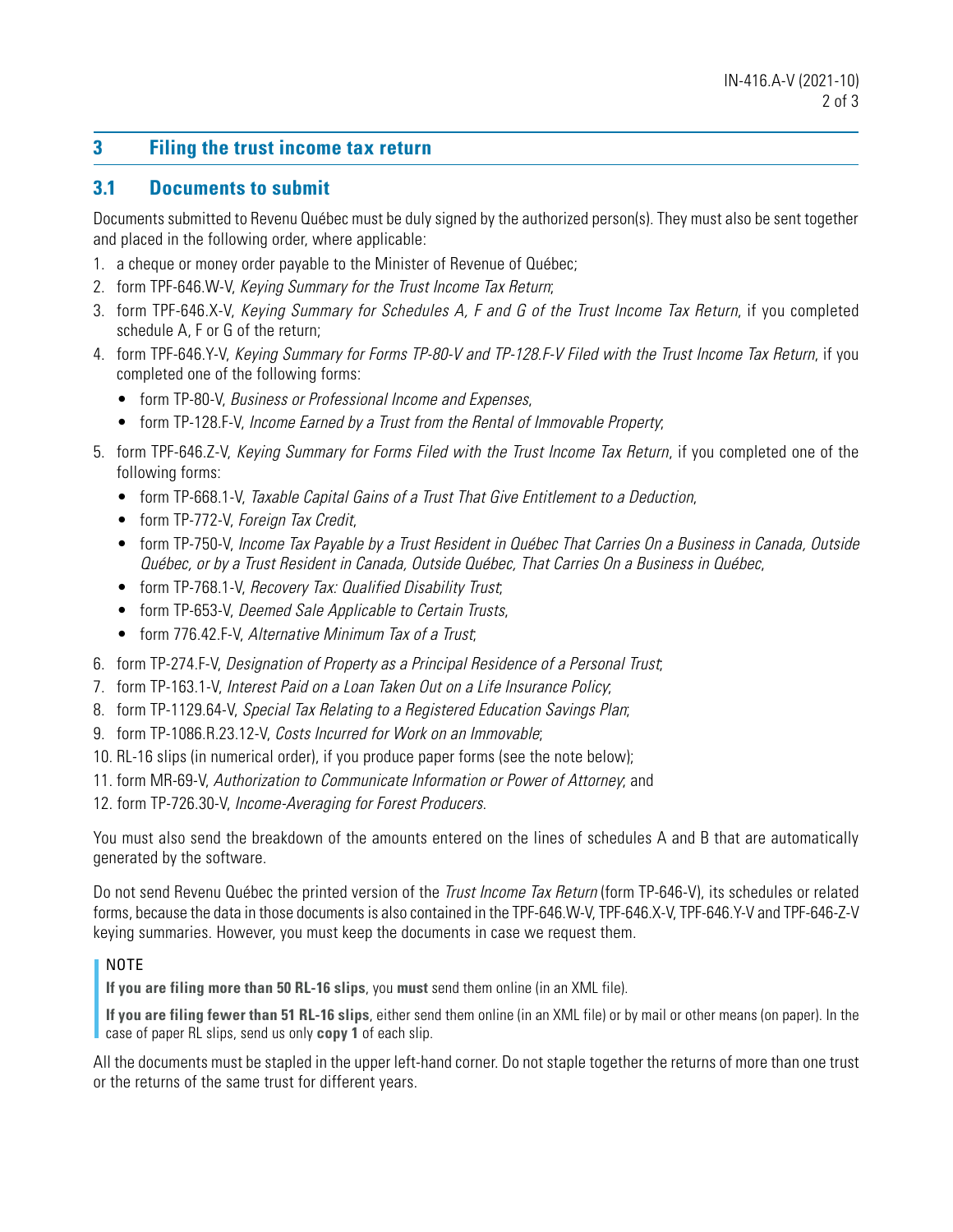## 3 Filing the trust income tax return

### 3.1 Documents to submit

Documents submitted to Revenu Québec must be duly signed by the authorized person(s). They must also be sent together and placed in the following order, where applicable:

1. a cheque or money order payable to the Minister of Revenue of Québec;
2. form TPF-646.W-V, *Keying Summary for the Trust Income Tax Return*;
3. form TPF-646.X-V, *Keying Summary for Schedules A, F and G of the Trust Income Tax Return*, if you completed schedule A, F or G of the return;
4. form TPF-646.Y-V, *Keying Summary for Forms TP-80-V and TP-128.F-V Filed with the Trust Income Tax Return*, if you completed one of the following forms:
   - form TP-80-V, *Business or Professional Income and Expenses*,
   - form TP-128.F-V, *Income Earned by a Trust from the Rental of Immovable Property*;
5. form TPF-646.Z-V, *Keying Summary for Forms Filed with the Trust Income Tax Return*, if you completed one of the following forms:
   - form TP-668.1-V, *Taxable Capital Gains of a Trust That Give Entitlement to a Deduction*,
   - form TP-772-V, *Foreign Tax Credit*,
   - form TP-750-V, *Income Tax Payable by a Trust Resident in Québec That Carries On a Business in Canada, Outside Québec, or by a Trust Resident in Canada, Outside Québec, That Carries On a Business in Québec*,
   - form TP-768.1-V, *Recovery Tax: Qualified Disability Trust*,
   - form TP-653-V, *Deemed Sale Applicable to Certain Trusts*,
   - form 776.42.F-V, *Alternative Minimum Tax of a Trust*;
6. form TP-274.F-V, *Designation of Property as a Principal Residence of a Personal Trust*;
7. form TP-163.1-V, *Interest Paid on a Loan Taken Out on a Life Insurance Policy*;
8. form TP-1129.64-V, *Special Tax Relating to a Registered Education Savings Plan*;
9. form TP-1086.R.23.12-V, *Costs Incurred for Work on an Immovable*;
10. RL-16 slips (in numerical order), if you produce paper forms (see the note below);
11. form MR-69-V, *Authorization to Communicate Information or Power of Attorney*; and
12. form TP-726.30-V, *Income-Averaging for Forest Producers*.

You must also send the breakdown of the amounts entered on the lines of schedules A and B that are automatically generated by the software.

Do not send Revenu Québec the printed version of the *Trust Income Tax Return* (form TP-646-V), its schedules or related forms, because the data in those documents is also contained in the TPF-646.W-V, TPF-646.X-V, TPF-646.Y-V and TPF-646-Z-V keying summaries. However, you must keep the documents in case we request them.

> NOTE
>
> **If you are filing more than 50 RL-16 slips**, you **must** send them online (in an XML file).
>
> **If you are filing fewer than 51 RL-16 slips**, either send them online (in an XML file) or by mail or other means (on paper). In the case of paper RL slips, send us only **copy 1** of each slip.

All the documents must be stapled in the upper left-hand corner. Do not staple together the returns of more than one trust or the returns of the same trust for different years.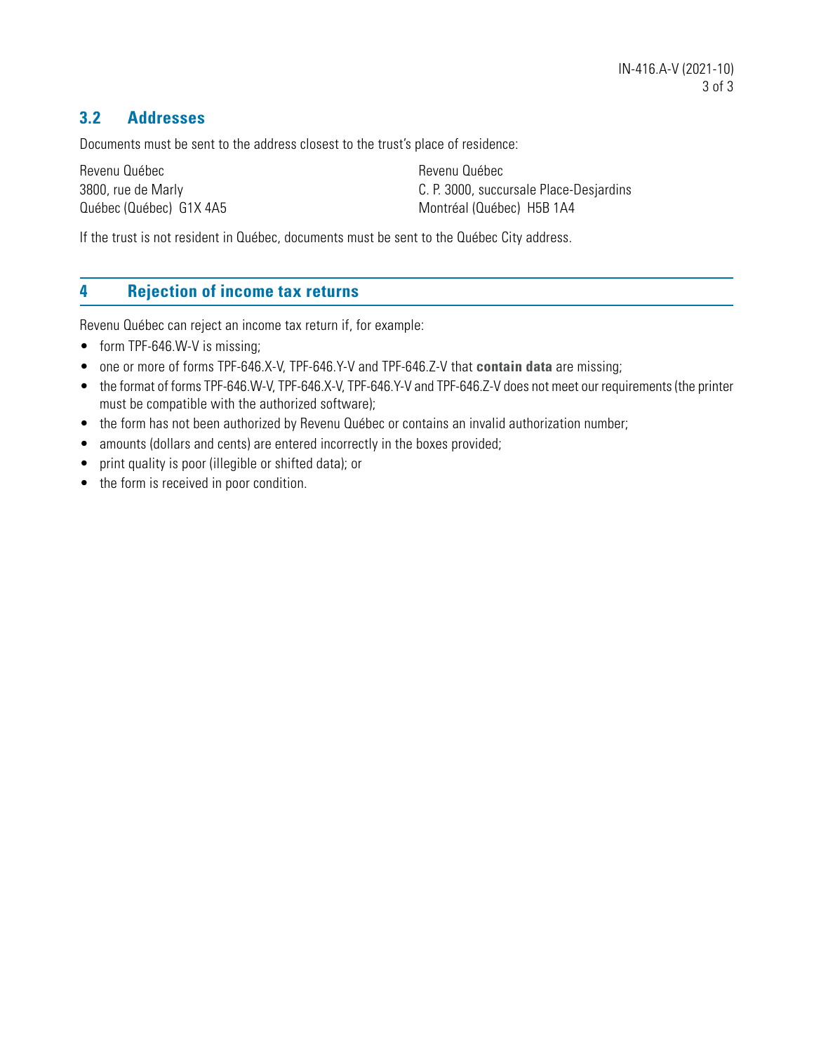## 3.2 Addresses

Documents must be sent to the address closest to the trust's place of residence:

Revenu Québec
3800, rue de Marly
Québec (Québec) G1X 4A5

Revenu Québec
C. P. 3000, succursale Place-Desjardins
Montréal (Québec) H5B 1A4

If the trust is not resident in Québec, documents must be sent to the Québec City address.

# 4 Rejection of income tax returns

Revenu Québec can reject an income tax return if, for example:

- form TPF-646.W-V is missing;
- one or more of forms TPF-646.X-V, TPF-646.Y-V and TPF-646.Z-V that **contain data** are missing;
- the format of forms TPF-646.W-V, TPF-646.X-V, TPF-646.Y-V and TPF-646.Z-V does not meet our requirements (the printer must be compatible with the authorized software);
- the form has not been authorized by Revenu Québec or contains an invalid authorization number;
- amounts (dollars and cents) are entered incorrectly in the boxes provided;
- print quality is poor (illegible or shifted data); or
- the form is received in poor condition.